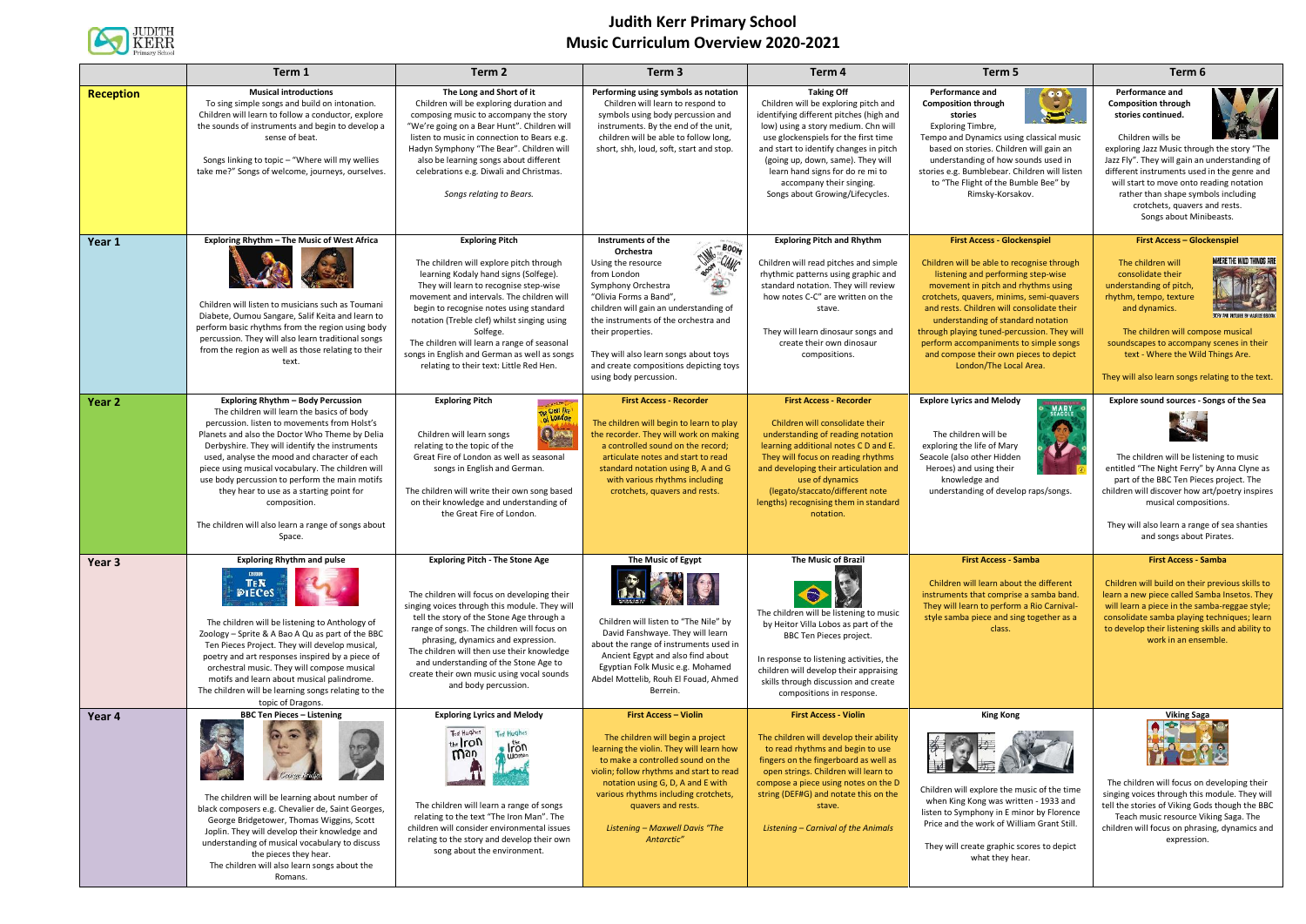# Judith Kerr Primary School
## Music Curriculum Overview 2020-2021

| | Term 1 | Term 2 | Term 3 | Term 4 | Term 5 | Term 6 |
|---|---|---|---|---|---|---|
| **Reception** | **Musical introductions** To sing simple songs and build on intonation. Children will learn to follow a conductor, explore the sounds of instruments and begin to develop a sense of beat. Songs linking to topic – "Where will my wellies take me?" Songs of welcome, journeys, ourselves. | **The Long and Short of it** Children will be exploring duration and composing music to accompany the story "We're going on a Bear Hunt". Children will listen to music in connection to Bears e.g. Hadyn Symphony "The Bear". Children will also be learning songs about different celebrations e.g. Diwali and Christmas. *Songs relating to Bears.* | **Performing using symbols as notation** Children will learn to respond to symbols using body percussion and instruments. By the end of the unit, children will be able to follow long, short, shh, loud, soft, start and stop. | **Taking Off** Children will be exploring pitch and identifying different pitches (high and low) using a story method. Chn will use glockenspiels for the first time and start to identify changes in pitch (going up, down, same). They will learn hand signs for do re mi to accompany their singing. Songs about Growing/Lifecycles. | **Performance and Composition through stories** Exploring Timbre, Tempo and Dynamics using classical music based on stories. Children will gain an understanding of how sounds used in stories e.g. Bumblebear. Children will listen to "The Flight of the Bumble Bee" by Rimsky-Korsakov. | **Performance and Composition through stories continued.** Children wills be exploring Jazz Music through the story "The Jazz Fly". They will gain an understanding of different instruments used in the genre and will start to move onto reading notation rather than shape symbols including crotchets, quavers and rests. Songs about Minibeasts. |
| **Year 1** | **Exploring Rhythm – The Music of West Africa** Children will listen to musicians such as Toumani Diabete, Oumou Sangare, Salif Keita and learn to perform basic rhythms from the region using body percussion. They will also learn traditional songs from the region as well as those relating to their text. | **Exploring Pitch** The children will explore pitch through learning Kodaly hand signs (Solfege). They will learn to recognise step-wise movement and intervals. The children will begin to recognise notes using standard notation (Treble clef) whilst singing using Solfege. The children will learn a range of seasonal songs in English and German as well as songs relating to their text: Little Red Hen. | **Instruments of the Orchestra** Using the resource from London Symphony Orchestra "Olivia Forms a Band", children will gain an understanding of the instruments of the orchestra and their properties. They will also learn songs about toys and create compositions depicting toys using body percussion. | **Exploring Pitch and Rhythm** Children will read pitches and simple rhythmic patterns using graphic and standard notation. They will review how notes C-C" are written on the stave. They will learn dinosaur songs and create their own dinosaur compositions. | **First Access - Glockenspiel** Children will be able to recognise through listening and performing step-wise movement in pitch and rhythms using crotchets, quavers, minims, semi-quavers and rests. Children will consolidate their understanding of standard notation through playing tuned-percussion. They will perform accompaniments to simple songs and compose their own pieces to depict London/The Local Area. | **First Access – Glockenspiel** The children will consolidate their understanding of pitch, rhythm, tempo, texture and dynamics. The children will compose musical soundscapes to accompany scenes in their text - Where the Wild Things Are. They will also learn songs relating to the text. |
| **Year 2** | **Exploring Rhythm – Body Percussion** The children will learn the basics of body percussion. listen to movements from Holst's Planets and also the Doctor Who Theme by Delia Derbyshire. They will identify the instruments used, analyse the mood and character of each piece using musical vocabulary. The children will use body percussion to perform the main motifs they hear to use as a starting point for composition. The children will also learn a range of songs about Space. | **Exploring Pitch** Children will learn songs relating to the topic of the Great Fire of London as well as seasonal songs in English and German. The children will write their own song based on their knowledge and understanding of the Great Fire of London. | **First Access - Recorder** The children will begin to learn to play the recorder. They will work on making a controlled sound on the record; articulate notes and start to read standard notation using B, A and G with various rhythms including crotchets, quavers and rests. | **First Access - Recorder** Children will consolidate their understanding of reading notation learning additional notes C D and E. They will focus on reading rhythms and developing their articulation and use of dynamics (legato/staccato/different note lengths) recognising them in standard notation. | **Explore Lyrics and Melody** The children will be exploring the life of Mary Seacole (also other Hidden Heroes) and using their knowledge and understanding of develop raps/songs. | **Explore sound sources - Songs of the Sea** The children will be listening to music entitled "The Night Ferry" by Anna Clyne as part of the BBC Ten Pieces project. The children will discover how art/poetry inspires musical compositions. They will also learn a range of sea shanties and songs about Pirates. |
| **Year 3** | **Exploring Rhythm and pulse** The children will be listening to Anthology of Zoology – Sprite & A Bao A Qu as part of the BBC Ten Pieces Project. They will develop musical, poetry and art responses inspired by a piece of orchestral music. They will compose musical motifs and learn about musical palindrome. The children will be learning songs relating to the topic of Dragons. | **Exploring Pitch - The Stone Age** The children will focus on developing their singing voices through this module. They will tell the story of the Stone Age through a range of songs. The children will focus on phrasing, dynamics and expression. The children will then use their knowledge and understanding of the Stone Age to create their own music using vocal sounds and body percussion. | **The Music of Egypt** Children will listen to "The Nile" by David Fanshwaye. They will learn about the range of instruments used in Ancient Egypt and also find about Egyptian Folk Music e.g. Mohamed Abdel Mottelib, Rouh El Fouad, Ahmed Berrein. | **The Music of Brazil** The children will be listening to music by Heitor Villa Lobos as part of the BBC Ten Pieces project. In response to listening activities, the children will develop their appraising skills through discussion and create compositions in response. | **First Access - Samba** Children will learn about the different instruments that comprise a samba band. They will learn to perform a Rio Carnival-style samba piece and sing together as a class. | **First Access - Samba** Children will build on their previous skills to learn a new piece called Samba Insetos. They will learn a piece in the samba-reggae style; consolidate samba playing techniques; learn to develop their listening skills and ability to work in an ensemble. |
| **Year 4** | **BBC Ten Pieces – Listening** The children will be learning about number of black composers e.g. Chevalier de, Saint Georges, George Bridgetower, Thomas Wiggins, Scott Joplin. They will develop their knowledge and understanding of musical vocabulary to discuss the pieces they hear. The children will also learn songs about the Romans. | **Exploring Lyrics and Melody** The children will learn a range of songs relating to the text "The Iron Man". The children will consider environmental issues relating to the story and develop their own song about the environment. | **First Access – Violin** The children will begin a project learning the violin. They will learn how to make a controlled sound on the violin; follow rhythms and start to read notation using G, D, A and E with various rhythms including crotchets, quavers and rests. *Listening – Maxwell Davis "The Antarctic"* | **First Access - Violin** The children will develop their ability to read rhythms and begin to use fingers on the fingerboard as well as open strings. Children will learn to compose a piece using notes on the D string (DEF#G) and notate this on the stave. *Listening – Carnival of the Animals* | **King Kong** Children will explore the music of the time when King Kong was written - 1933 and listen to Symphony in E minor by Florence Price and the work of William Grant Still. They will create graphic scores to depict what they hear. | **Viking Saga** The children will focus on developing their singing voices through this module. They will tell the stories of Viking Gods though the BBC Teach music resource Viking Saga. The children will focus on phrasing, dynamics and expression. |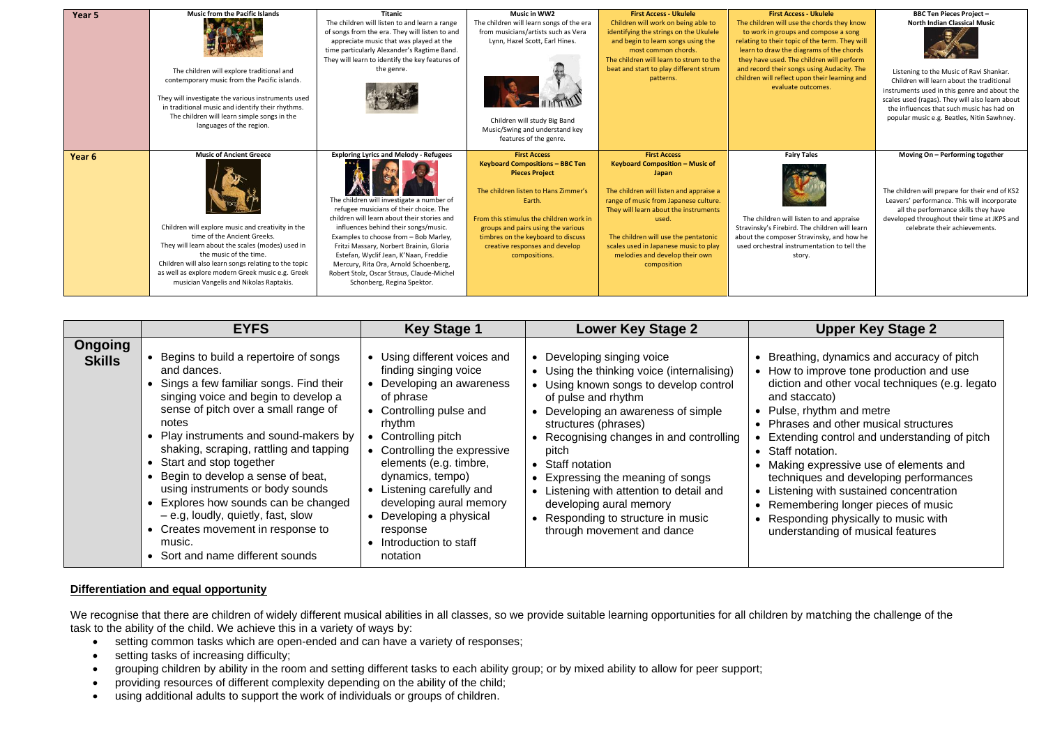| | | | | | | |
|---|---|---|---|---|---|---|
| **Year 5** | **Music from the Pacific Islands**<br><br>The children will explore traditional and contemporary music from the Pacific islands.<br><br>They will investigate the various instruments used in traditional music and identify their rhythms. The children will learn simple songs in the languages of the region. | **Titanic**<br>The children will listen to and learn a range of songs from the era. They will listen to and appreciate music that was played at the time particularly Alexander's Ragtime Band. They will learn to identify the key features of the genre. | **Music in WW2**<br>The children will learn songs of the era from musicians/artists such as Vera Lynn, Hazel Scott, Earl Hines.<br><br>Children will study Big Band Music/Swing and understand key features of the genre. | **First Access - Ukulele**<br>Children will work on being able to identifying the strings on the Ukulele and begin to learn songs using the most common chords. The children will learn to strum to the beat and start to play different strum patterns. | **First Access - Ukulele**<br>The children will use the chords they know to work in groups and compose a song relating to their topic of the term. They will learn to draw the diagrams of the chords they have used. The children will perform and record their songs using Audacity. The children will reflect upon their learning and evaluate outcomes. | **BBC Ten Pieces Project – North Indian Classical Music**<br><br>Listening to the Music of Ravi Shankar. Children will learn about the traditional instruments used in this genre and about the scales used (ragas). They will also learn about the influences that such music has had on popular music e.g. Beatles, Nitin Sawhney. |
| **Year 6** | **Music of Ancient Greece**<br><br>Children will explore music and creativity in the time of the Ancient Greeks. They will learn about the scales (modes) used in the music of the time. Children will also learn songs relating to the topic as well as explore modern Greek music e.g. Greek musician Vangelis and Nikolas Raptakis. | **Exploring Lyrics and Melody - Refugees**<br><br>The children will investigate a number of refugee musicians of their choice. The children will learn about their stories and influences behind their songs/music. Examples to choose from – Bob Marley, Fritzi Massary, Norbert Brainin, Gloria Estefan, Wyclif Jean, K'Naan, Freddie Mercury, Rita Ora, Arnold Schoenberg, Robert Stolz, Oscar Straus, Claude-Michel Schonberg, Regina Spektor. | **First Access Keyboard Compositions – BBC Ten Pieces Project**<br><br>The children listen to Hans Zimmer's Earth.<br><br>From this stimulus the children work in groups and pairs using the various timbres on the keyboard to discuss creative responses and develop compositions. | **First Access Keyboard Composition – Music of Japan**<br><br>The children will listen and appraise a range of music from Japanese culture. They will learn about the instruments used.<br><br>The children will use the pentatonic scales used in Japanese music to play melodies and develop their own composition | **Fairy Tales**<br><br>The children will listen to and appraise Stravinsky's Firebird. The children will learn about the composer Stravinsky, and how he used orchestral instrumentation to tell the story. | **Moving On – Performing together**<br><br>The children will prepare for their end of KS2 Leavers' performance. This will incorporate all the performance skills they have developed throughout their time at JKPS and celebrate their achievements. |

| | EYFS | Key Stage 1 | Lower Key Stage 2 | Upper Key Stage 2 |
|---|---|---|---|---|
| **Ongoing Skills** | • Begins to build a repertoire of songs and dances.<br>• Sings a few familiar songs. Find their singing voice and begin to develop a sense of pitch over a small range of notes<br>• Play instruments and sound-makers by shaking, scraping, rattling and tapping<br>• Start and stop together<br>• Begin to develop a sense of beat, using instruments or body sounds<br>• Explores how sounds can be changed – e.g, loudly, quietly, fast, slow<br>• Creates movement in response to music.<br>• Sort and name different sounds | • Using different voices and finding singing voice<br>• Developing an awareness of phrase<br>• Controlling pulse and rhythm<br>• Controlling pitch<br>• Controlling the expressive elements (e.g. timbre, dynamics, tempo)<br>• Listening carefully and developing aural memory<br>• Developing a physical response<br>• Introduction to staff notation | • Developing singing voice<br>• Using the thinking voice (internalising)<br>• Using known songs to develop control of pulse and rhythm<br>• Developing an awareness of simple structures (phrases)<br>• Recognising changes in and controlling pitch<br>• Staff notation<br>• Expressing the meaning of songs<br>• Listening with attention to detail and developing aural memory<br>• Responding to structure in music through movement and dance | • Breathing, dynamics and accuracy of pitch<br>• How to improve tone production and use diction and other vocal techniques (e.g. legato and staccato)<br>• Pulse, rhythm and metre<br>• Phrases and other musical structures<br>• Extending control and understanding of pitch<br>• Staff notation.<br>• Making expressive use of elements and techniques and developing performances<br>• Listening with sustained concentration<br>• Remembering longer pieces of music<br>• Responding physically to music with understanding of musical features |

**Differentiation and equal opportunity**

We recognise that there are children of widely different musical abilities in all classes, so we provide suitable learning opportunities for all children by matching the challenge of the task to the ability of the child. We achieve this in a variety of ways by:

- setting common tasks which are open-ended and can have a variety of responses;
- setting tasks of increasing difficulty;
- grouping children by ability in the room and setting different tasks to each ability group; or by mixed ability to allow for peer support;
- providing resources of different complexity depending on the ability of the child;
- using additional adults to support the work of individuals or groups of children.